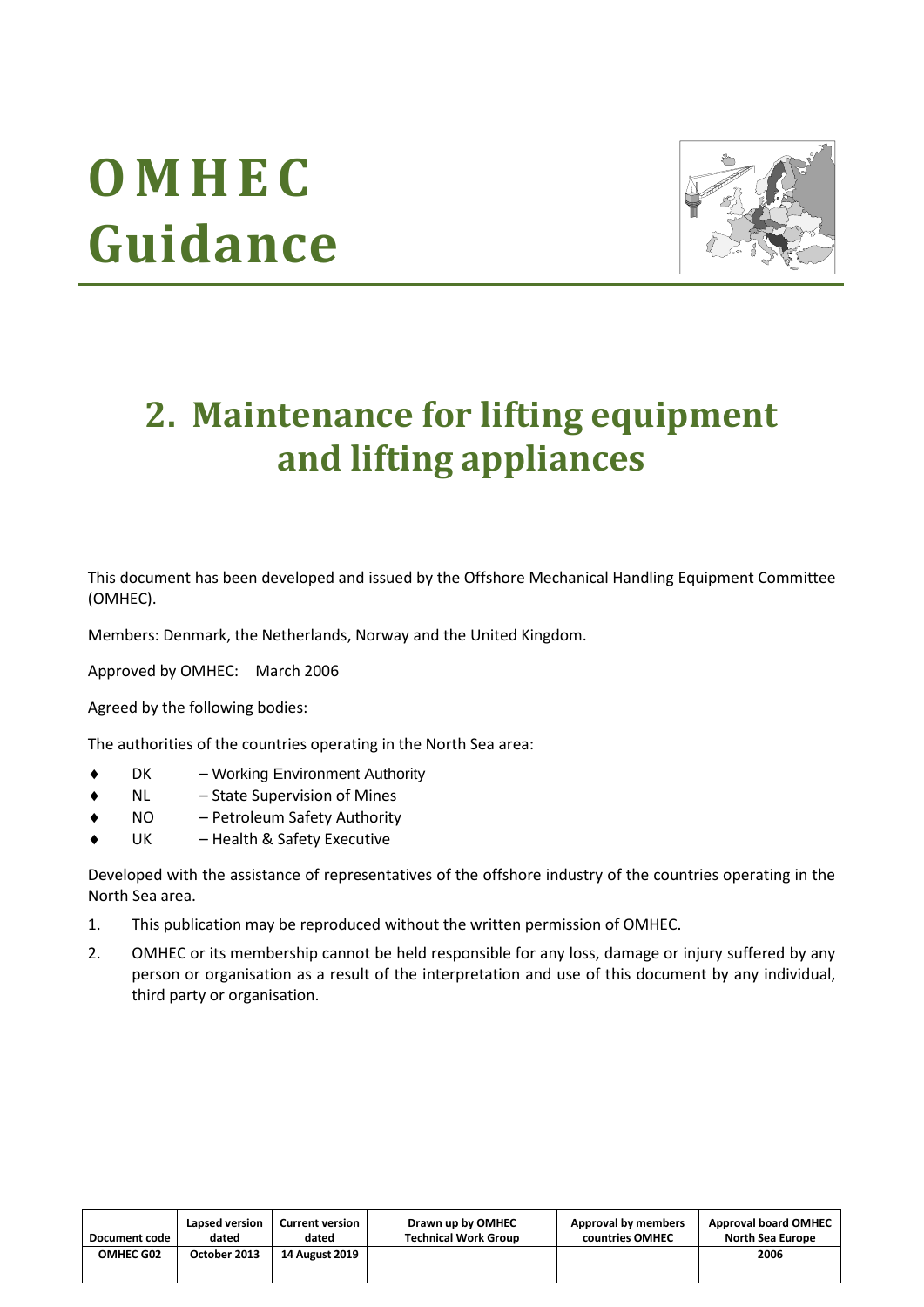# OMHEC Guidance

# 2. Maintenance for lifting equipment and lifting appliances

This document has been developed and issued by the Offshore Mechanical Handling Equipment Committee (OMHEC).

Members: Denmark, the Netherlands, Norway and the United Kingdom.

Approved by OMHEC: March 2006

Agreed by the following bodies:

The authorities of the countries operating in the North Sea area:

- DK – Working Environment Authority
- NL – State Supervision of Mines
- NO – Petroleum Safety Authority
- UK – Health & Safety Executive

Developed with the assistance of representatives of the offshore industry of the countries operating in the North Sea area.

1. This publication may be reproduced without the written permission of OMHEC.
2. OMHEC or its membership cannot be held responsible for any loss, damage or injury suffered by any person or organisation as a result of the interpretation and use of this document by any individual, third party or organisation.

| Document code | Lapsed version dated | Current version dated | Drawn up by OMHEC Technical Work Group | Approval by members countries OMHEC | Approval board OMHEC North Sea Europe |
|---|---|---|---|---|---|
| OMHEC G02 | October 2013 | 14 August 2019 | | | 2006 |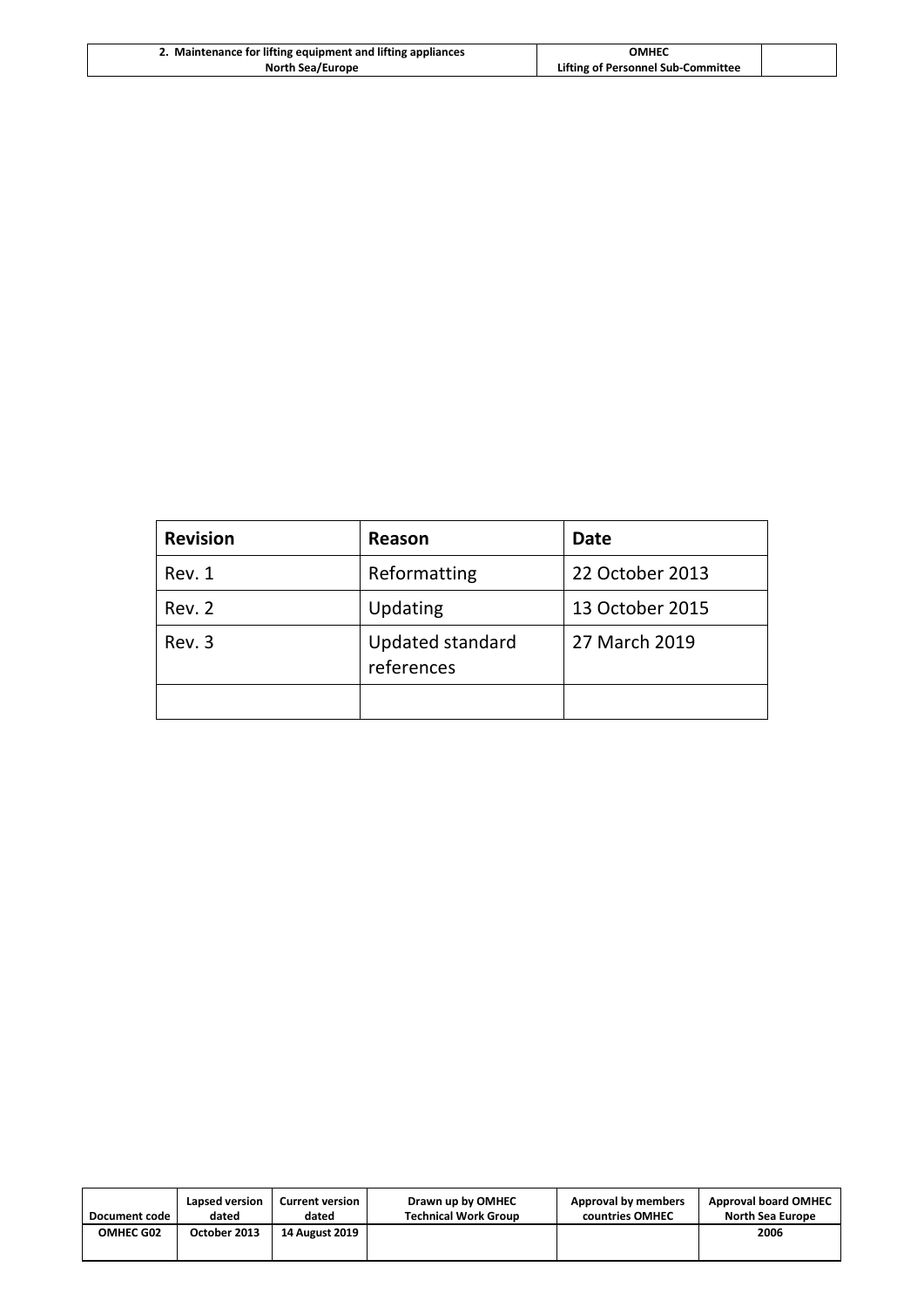| Revision | Reason | Date |
| --- | --- | --- |
| Rev. 1 | Reformatting | 22 October 2013 |
| Rev. 2 | Updating | 13 October 2015 |
| Rev. 3 | Updated standard references | 27 March 2019 |
| | | |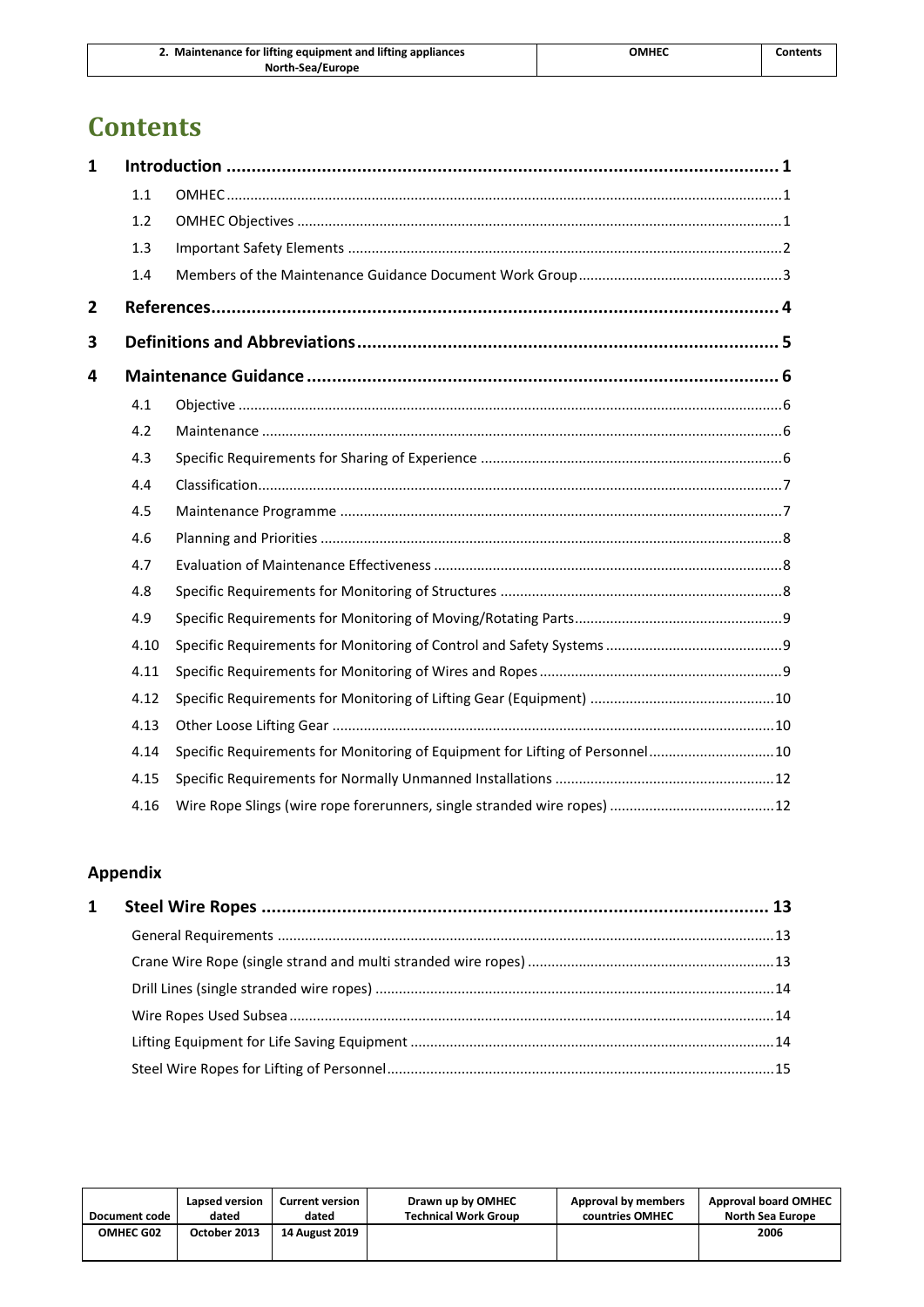# Contents

| | | | |
|---|---|---|---|
| **1** | **Introduction** | | **1** |
| | 1.1 | OMHEC | 1 |
| | 1.2 | OMHEC Objectives | 1 |
| | 1.3 | Important Safety Elements | 2 |
| | 1.4 | Members of the Maintenance Guidance Document Work Group | 3 |
| **2** | **References** | | **4** |
| **3** | **Definitions and Abbreviations** | | **5** |
| **4** | **Maintenance Guidance** | | **6** |
| | 4.1 | Objective | 6 |
| | 4.2 | Maintenance | 6 |
| | 4.3 | Specific Requirements for Sharing of Experience | 6 |
| | 4.4 | Classification | 7 |
| | 4.5 | Maintenance Programme | 7 |
| | 4.6 | Planning and Priorities | 8 |
| | 4.7 | Evaluation of Maintenance Effectiveness | 8 |
| | 4.8 | Specific Requirements for Monitoring of Structures | 8 |
| | 4.9 | Specific Requirements for Monitoring of Moving/Rotating Parts | 9 |
| | 4.10 | Specific Requirements for Monitoring of Control and Safety Systems | 9 |
| | 4.11 | Specific Requirements for Monitoring of Wires and Ropes | 9 |
| | 4.12 | Specific Requirements for Monitoring of Lifting Gear (Equipment) | 10 |
| | 4.13 | Other Loose Lifting Gear | 10 |
| | 4.14 | Specific Requirements for Monitoring of Equipment for Lifting of Personnel | 10 |
| | 4.15 | Specific Requirements for Normally Unmanned Installations | 12 |
| | 4.16 | Wire Rope Slings (wire rope forerunners, single stranded wire ropes) | 12 |

## Appendix

| | | |
|---|---|---|
| **1** | **Steel Wire Ropes** | **13** |
| | General Requirements | 13 |
| | Crane Wire Rope (single strand and multi stranded wire ropes) | 13 |
| | Drill Lines (single stranded wire ropes) | 14 |
| | Wire Ropes Used Subsea | 14 |
| | Lifting Equipment for Life Saving Equipment | 14 |
| | Steel Wire Ropes for Lifting of Personnel | 15 |

| Document code | Lapsed version dated | Current version dated | Drawn up by OMHEC Technical Work Group | Approval by members countries OMHEC | Approval board OMHEC North Sea Europe |
|---|---|---|---|---|---|
| OMHEC G02 | October 2013 | 14 August 2019 | | | 2006 |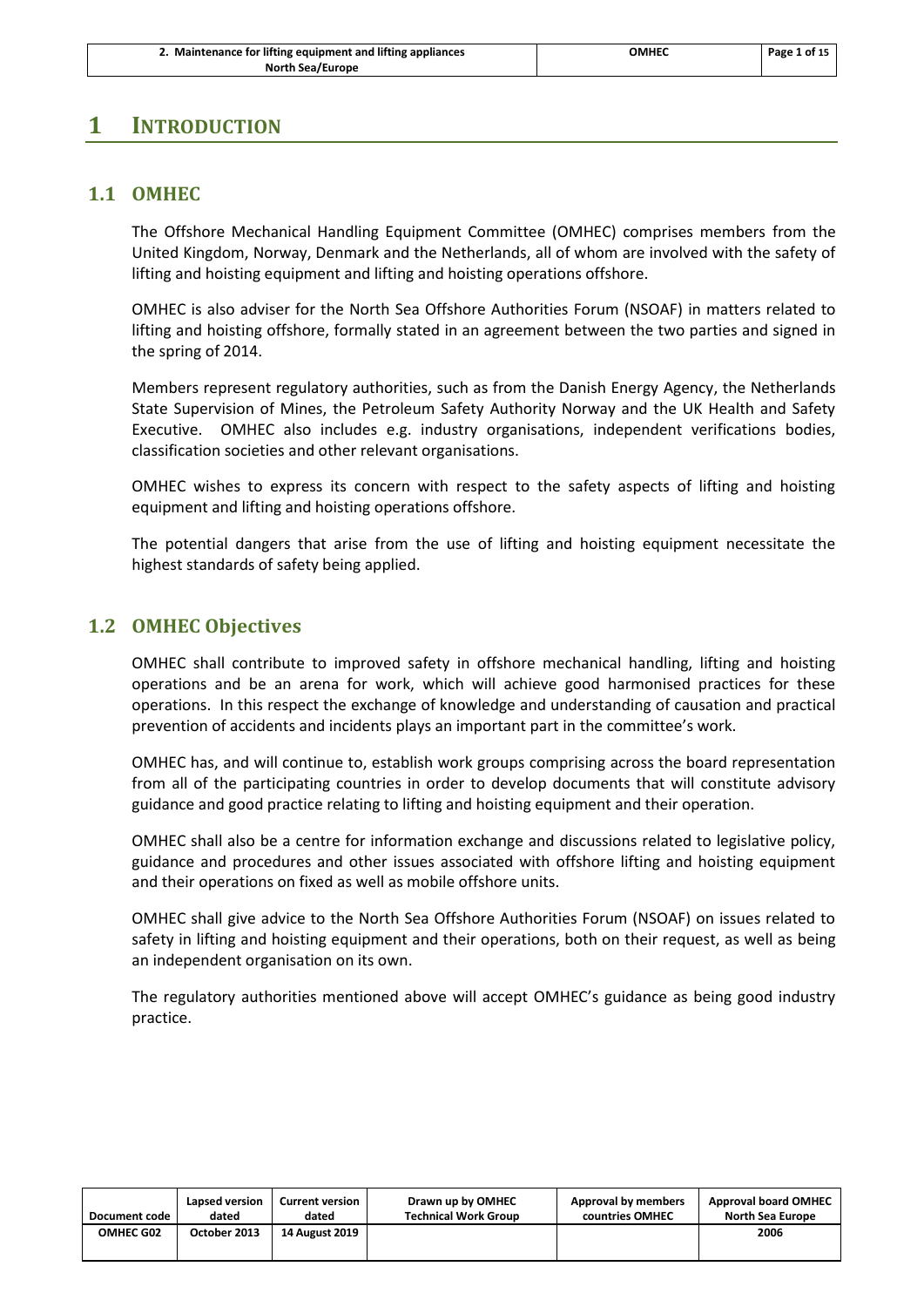# 1 INTRODUCTION

## 1.1 OMHEC

The Offshore Mechanical Handling Equipment Committee (OMHEC) comprises members from the United Kingdom, Norway, Denmark and the Netherlands, all of whom are involved with the safety of lifting and hoisting equipment and lifting and hoisting operations offshore.

OMHEC is also adviser for the North Sea Offshore Authorities Forum (NSOAF) in matters related to lifting and hoisting offshore, formally stated in an agreement between the two parties and signed in the spring of 2014.

Members represent regulatory authorities, such as from the Danish Energy Agency, the Netherlands State Supervision of Mines, the Petroleum Safety Authority Norway and the UK Health and Safety Executive. OMHEC also includes e.g. industry organisations, independent verifications bodies, classification societies and other relevant organisations.

OMHEC wishes to express its concern with respect to the safety aspects of lifting and hoisting equipment and lifting and hoisting operations offshore.

The potential dangers that arise from the use of lifting and hoisting equipment necessitate the highest standards of safety being applied.

## 1.2 OMHEC Objectives

OMHEC shall contribute to improved safety in offshore mechanical handling, lifting and hoisting operations and be an arena for work, which will achieve good harmonised practices for these operations. In this respect the exchange of knowledge and understanding of causation and practical prevention of accidents and incidents plays an important part in the committee's work.

OMHEC has, and will continue to, establish work groups comprising across the board representation from all of the participating countries in order to develop documents that will constitute advisory guidance and good practice relating to lifting and hoisting equipment and their operation.

OMHEC shall also be a centre for information exchange and discussions related to legislative policy, guidance and procedures and other issues associated with offshore lifting and hoisting equipment and their operations on fixed as well as mobile offshore units.

OMHEC shall give advice to the North Sea Offshore Authorities Forum (NSOAF) on issues related to safety in lifting and hoisting equipment and their operations, both on their request, as well as being an independent organisation on its own.

The regulatory authorities mentioned above will accept OMHEC's guidance as being good industry practice.

| Document code | Lapsed version dated | Current version dated | Drawn up by OMHEC Technical Work Group | Approval by members countries OMHEC | Approval board OMHEC North Sea Europe |
|---|---|---|---|---|---|
| OMHEC G02 | October 2013 | 14 August 2019 | | | 2006 |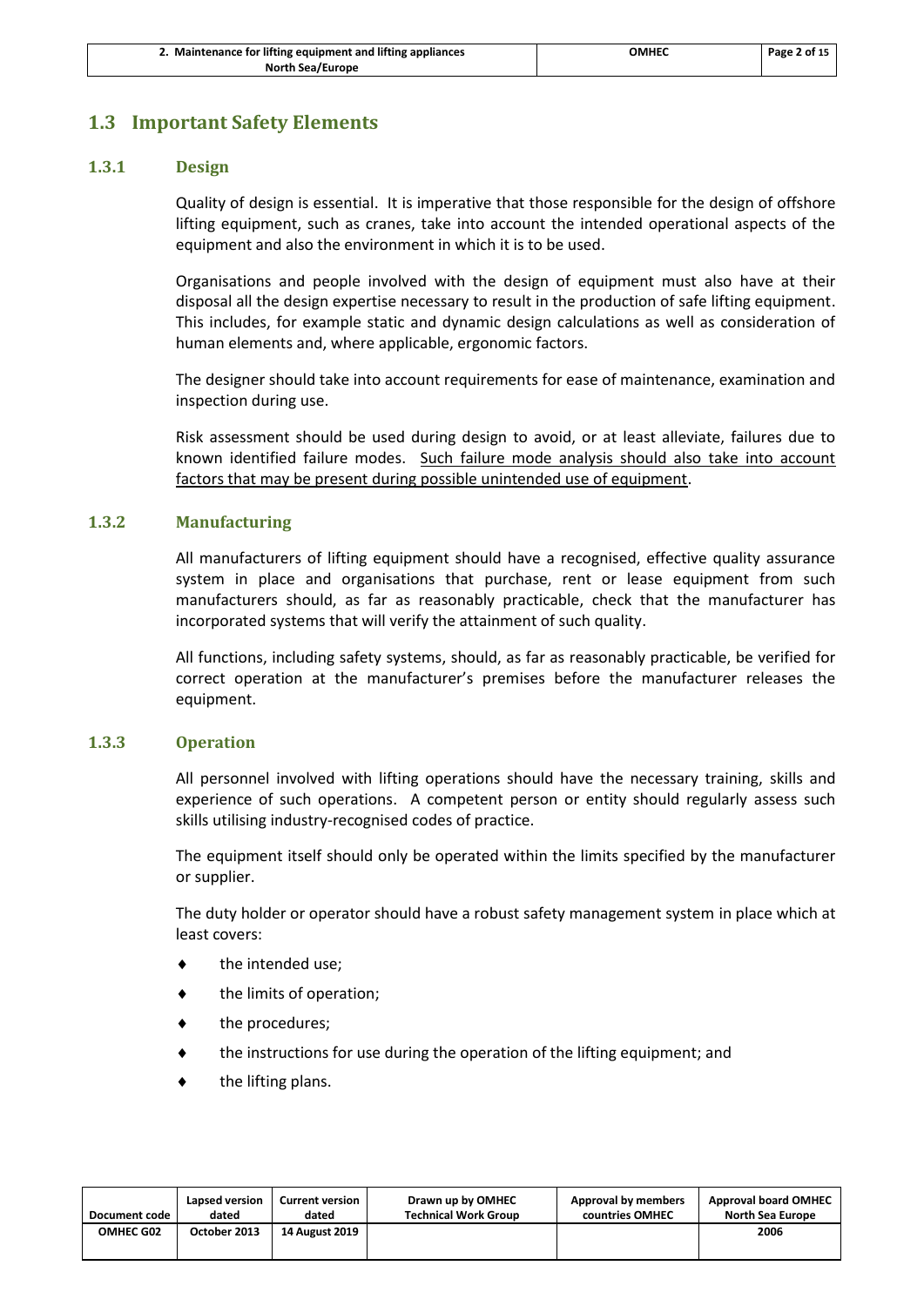## 1.3 Important Safety Elements

### 1.3.1 Design

Quality of design is essential. It is imperative that those responsible for the design of offshore lifting equipment, such as cranes, take into account the intended operational aspects of the equipment and also the environment in which it is to be used.

Organisations and people involved with the design of equipment must also have at their disposal all the design expertise necessary to result in the production of safe lifting equipment. This includes, for example static and dynamic design calculations as well as consideration of human elements and, where applicable, ergonomic factors.

The designer should take into account requirements for ease of maintenance, examination and inspection during use.

Risk assessment should be used during design to avoid, or at least alleviate, failures due to known identified failure modes. <u>Such failure mode analysis should also take into account factors that may be present during possible unintended use of equipment</u>.

### 1.3.2 Manufacturing

All manufacturers of lifting equipment should have a recognised, effective quality assurance system in place and organisations that purchase, rent or lease equipment from such manufacturers should, as far as reasonably practicable, check that the manufacturer has incorporated systems that will verify the attainment of such quality.

All functions, including safety systems, should, as far as reasonably practicable, be verified for correct operation at the manufacturer's premises before the manufacturer releases the equipment.

### 1.3.3 Operation

All personnel involved with lifting operations should have the necessary training, skills and experience of such operations. A competent person or entity should regularly assess such skills utilising industry-recognised codes of practice.

The equipment itself should only be operated within the limits specified by the manufacturer or supplier.

The duty holder or operator should have a robust safety management system in place which at least covers:

- the intended use;
- the limits of operation;
- the procedures;
- the instructions for use during the operation of the lifting equipment; and
- the lifting plans.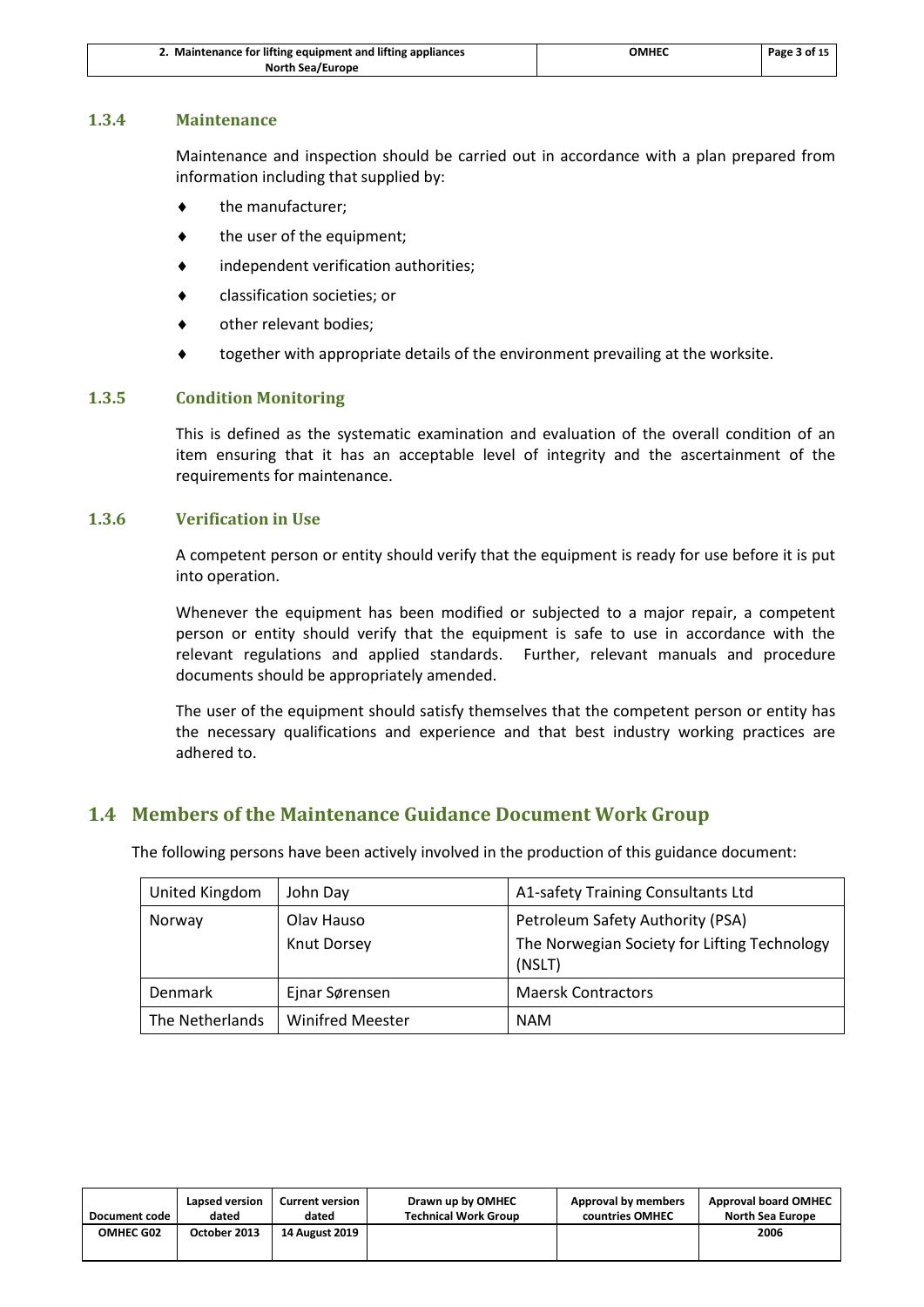### 1.3.4 Maintenance

Maintenance and inspection should be carried out in accordance with a plan prepared from information including that supplied by:

- the manufacturer;
- the user of the equipment;
- independent verification authorities;
- classification societies; or
- other relevant bodies;
- together with appropriate details of the environment prevailing at the worksite.

### 1.3.5 Condition Monitoring

This is defined as the systematic examination and evaluation of the overall condition of an item ensuring that it has an acceptable level of integrity and the ascertainment of the requirements for maintenance.

### 1.3.6 Verification in Use

A competent person or entity should verify that the equipment is ready for use before it is put into operation.

Whenever the equipment has been modified or subjected to a major repair, a competent person or entity should verify that the equipment is safe to use in accordance with the relevant regulations and applied standards. Further, relevant manuals and procedure documents should be appropriately amended.

The user of the equipment should satisfy themselves that the competent person or entity has the necessary qualifications and experience and that best industry working practices are adhered to.

## 1.4 Members of the Maintenance Guidance Document Work Group

The following persons have been actively involved in the production of this guidance document:

| | | |
|---|---|---|
| United Kingdom | John Day | A1-safety Training Consultants Ltd |
| Norway | Olav Hauso<br>Knut Dorsey | Petroleum Safety Authority (PSA)<br>The Norwegian Society for Lifting Technology (NSLT) |
| Denmark | Ejnar Sørensen | Maersk Contractors |
| The Netherlands | Winifred Meester | NAM |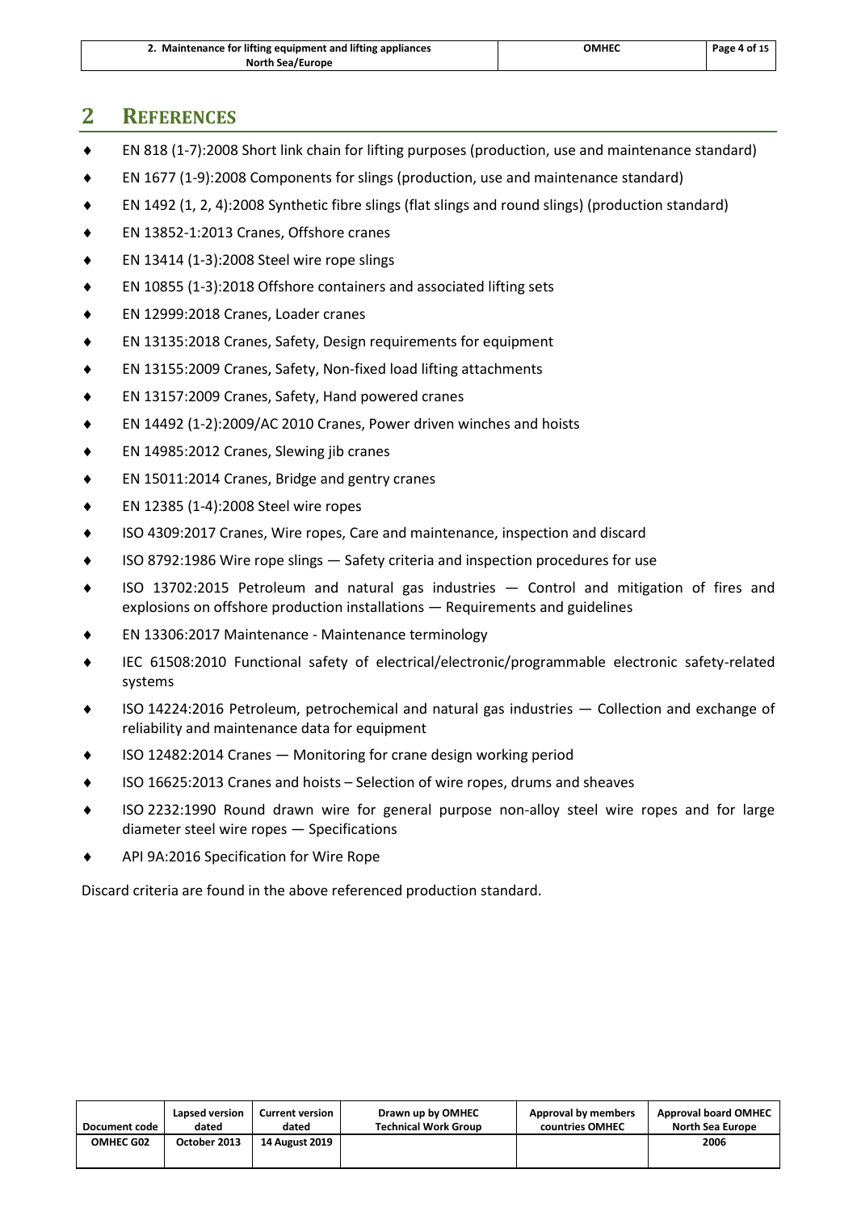## 2 REFERENCES

- EN 818 (1-7):2008 Short link chain for lifting purposes (production, use and maintenance standard)
- EN 1677 (1-9):2008 Components for slings (production, use and maintenance standard)
- EN 1492 (1, 2, 4):2008 Synthetic fibre slings (flat slings and round slings) (production standard)
- EN 13852-1:2013 Cranes, Offshore cranes
- EN 13414 (1-3):2008 Steel wire rope slings
- EN 10855 (1-3):2018 Offshore containers and associated lifting sets
- EN 12999:2018 Cranes, Loader cranes
- EN 13135:2018 Cranes, Safety, Design requirements for equipment
- EN 13155:2009 Cranes, Safety, Non-fixed load lifting attachments
- EN 13157:2009 Cranes, Safety, Hand powered cranes
- EN 14492 (1-2):2009/AC 2010 Cranes, Power driven winches and hoists
- EN 14985:2012 Cranes, Slewing jib cranes
- EN 15011:2014 Cranes, Bridge and gentry cranes
- EN 12385 (1-4):2008 Steel wire ropes
- ISO 4309:2017 Cranes, Wire ropes, Care and maintenance, inspection and discard
- ISO 8792:1986 Wire rope slings — Safety criteria and inspection procedures for use
- ISO 13702:2015 Petroleum and natural gas industries — Control and mitigation of fires and explosions on offshore production installations — Requirements and guidelines
- EN 13306:2017 Maintenance - Maintenance terminology
- IEC 61508:2010 Functional safety of electrical/electronic/programmable electronic safety-related systems
- ISO 14224:2016 Petroleum, petrochemical and natural gas industries — Collection and exchange of reliability and maintenance data for equipment
- ISO 12482:2014 Cranes — Monitoring for crane design working period
- ISO 16625:2013 Cranes and hoists – Selection of wire ropes, drums and sheaves
- ISO 2232:1990 Round drawn wire for general purpose non-alloy steel wire ropes and for large diameter steel wire ropes — Specifications
- API 9A:2016 Specification for Wire Rope

Discard criteria are found in the above referenced production standard.

| Document code | Lapsed version dated | Current version dated | Drawn up by OMHEC Technical Work Group | Approval by members countries OMHEC | Approval board OMHEC North Sea Europe |
|---|---|---|---|---|---|
| OMHEC G02 | October 2013 | 14 August 2019 | | | 2006 |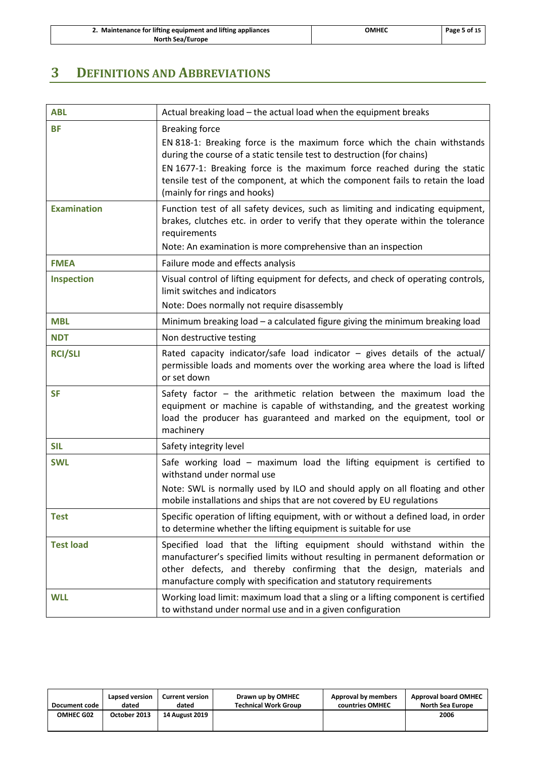# 3 Definitions and Abbreviations

| | |
|---|---|
| **ABL** | Actual breaking load – the actual load when the equipment breaks |
| **BF** | Breaking force<br>EN 818-1: Breaking force is the maximum force which the chain withstands during the course of a static tensile test to destruction (for chains)<br>EN 1677-1: Breaking force is the maximum force reached during the static tensile test of the component, at which the component fails to retain the load (mainly for rings and hooks) |
| **Examination** | Function test of all safety devices, such as limiting and indicating equipment, brakes, clutches etc. in order to verify that they operate within the tolerance requirements<br>Note: An examination is more comprehensive than an inspection |
| **FMEA** | Failure mode and effects analysis |
| **Inspection** | Visual control of lifting equipment for defects, and check of operating controls, limit switches and indicators<br>Note: Does normally not require disassembly |
| **MBL** | Minimum breaking load – a calculated figure giving the minimum breaking load |
| **NDT** | Non destructive testing |
| **RCI/SLI** | Rated capacity indicator/safe load indicator – gives details of the actual/ permissible loads and moments over the working area where the load is lifted or set down |
| **SF** | Safety factor – the arithmetic relation between the maximum load the equipment or machine is capable of withstanding, and the greatest working load the producer has guaranteed and marked on the equipment, tool or machinery |
| **SIL** | Safety integrity level |
| **SWL** | Safe working load – maximum load the lifting equipment is certified to withstand under normal use<br>Note: SWL is normally used by ILO and should apply on all floating and other mobile installations and ships that are not covered by EU regulations |
| **Test** | Specific operation of lifting equipment, with or without a defined load, in order to determine whether the lifting equipment is suitable for use |
| **Test load** | Specified load that the lifting equipment should withstand within the manufacturer's specified limits without resulting in permanent deformation or other defects, and thereby confirming that the design, materials and manufacture comply with specification and statutory requirements |
| **WLL** | Working load limit: maximum load that a sling or a lifting component is certified to withstand under normal use and in a given configuration |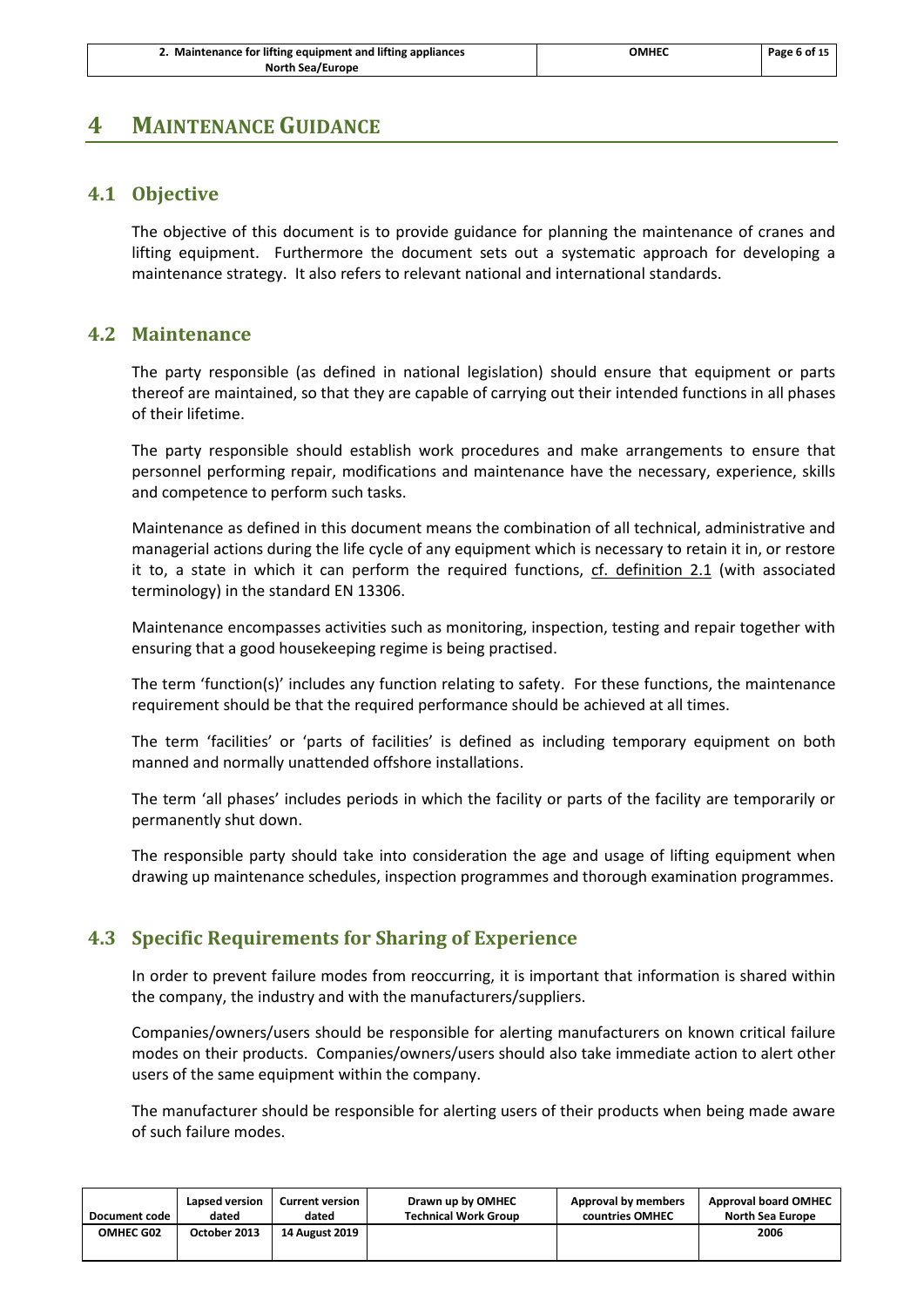# 4 MAINTENANCE GUIDANCE

## 4.1 Objective

The objective of this document is to provide guidance for planning the maintenance of cranes and lifting equipment. Furthermore the document sets out a systematic approach for developing a maintenance strategy. It also refers to relevant national and international standards.

## 4.2 Maintenance

The party responsible (as defined in national legislation) should ensure that equipment or parts thereof are maintained, so that they are capable of carrying out their intended functions in all phases of their lifetime.

The party responsible should establish work procedures and make arrangements to ensure that personnel performing repair, modifications and maintenance have the necessary, experience, skills and competence to perform such tasks.

Maintenance as defined in this document means the combination of all technical, administrative and managerial actions during the life cycle of any equipment which is necessary to retain it in, or restore it to, a state in which it can perform the required functions, cf. definition 2.1 (with associated terminology) in the standard EN 13306.

Maintenance encompasses activities such as monitoring, inspection, testing and repair together with ensuring that a good housekeeping regime is being practised.

The term 'function(s)' includes any function relating to safety. For these functions, the maintenance requirement should be that the required performance should be achieved at all times.

The term 'facilities' or 'parts of facilities' is defined as including temporary equipment on both manned and normally unattended offshore installations.

The term 'all phases' includes periods in which the facility or parts of the facility are temporarily or permanently shut down.

The responsible party should take into consideration the age and usage of lifting equipment when drawing up maintenance schedules, inspection programmes and thorough examination programmes.

## 4.3 Specific Requirements for Sharing of Experience

In order to prevent failure modes from reoccurring, it is important that information is shared within the company, the industry and with the manufacturers/suppliers.

Companies/owners/users should be responsible for alerting manufacturers on known critical failure modes on their products. Companies/owners/users should also take immediate action to alert other users of the same equipment within the company.

The manufacturer should be responsible for alerting users of their products when being made aware of such failure modes.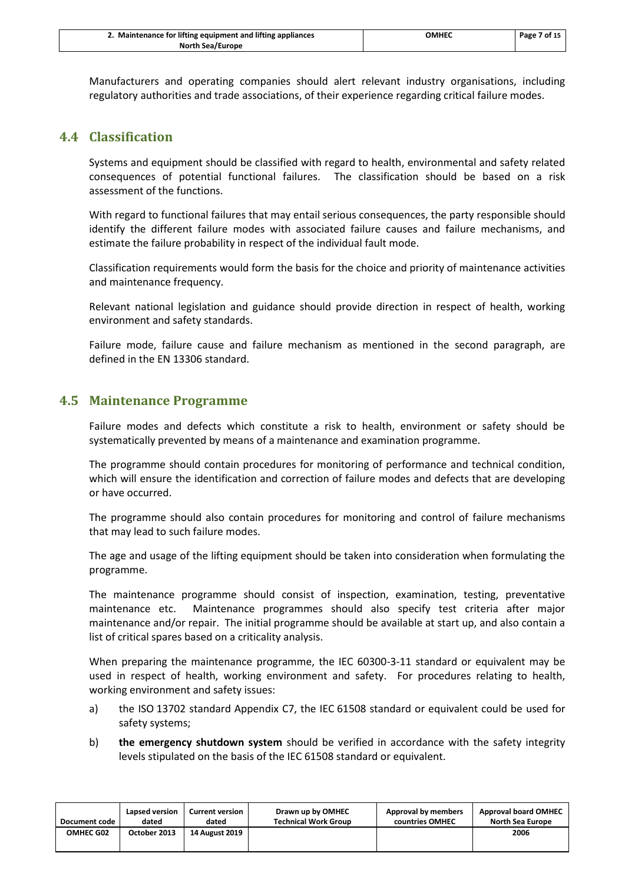Manufacturers and operating companies should alert relevant industry organisations, including regulatory authorities and trade associations, of their experience regarding critical failure modes.

## 4.4 Classification

Systems and equipment should be classified with regard to health, environmental and safety related consequences of potential functional failures. The classification should be based on a risk assessment of the functions.

With regard to functional failures that may entail serious consequences, the party responsible should identify the different failure modes with associated failure causes and failure mechanisms, and estimate the failure probability in respect of the individual fault mode.

Classification requirements would form the basis for the choice and priority of maintenance activities and maintenance frequency.

Relevant national legislation and guidance should provide direction in respect of health, working environment and safety standards.

Failure mode, failure cause and failure mechanism as mentioned in the second paragraph, are defined in the EN 13306 standard.

## 4.5 Maintenance Programme

Failure modes and defects which constitute a risk to health, environment or safety should be systematically prevented by means of a maintenance and examination programme.

The programme should contain procedures for monitoring of performance and technical condition, which will ensure the identification and correction of failure modes and defects that are developing or have occurred.

The programme should also contain procedures for monitoring and control of failure mechanisms that may lead to such failure modes.

The age and usage of the lifting equipment should be taken into consideration when formulating the programme.

The maintenance programme should consist of inspection, examination, testing, preventative maintenance etc. Maintenance programmes should also specify test criteria after major maintenance and/or repair. The initial programme should be available at start up, and also contain a list of critical spares based on a criticality analysis.

When preparing the maintenance programme, the IEC 60300-3-11 standard or equivalent may be used in respect of health, working environment and safety. For procedures relating to health, working environment and safety issues:

a) the ISO 13702 standard Appendix C7, the IEC 61508 standard or equivalent could be used for safety systems;

b) **the emergency shutdown system** should be verified in accordance with the safety integrity levels stipulated on the basis of the IEC 61508 standard or equivalent.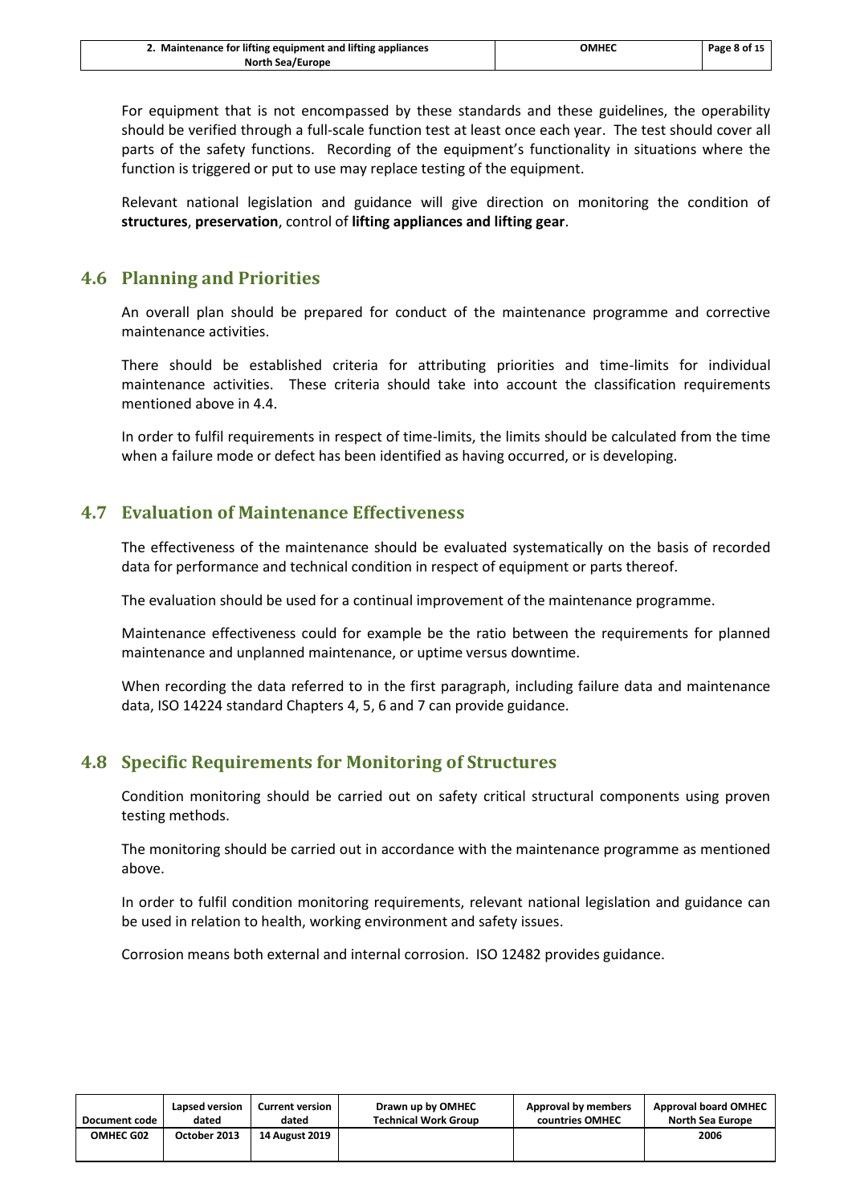For equipment that is not encompassed by these standards and these guidelines, the operability should be verified through a full-scale function test at least once each year. The test should cover all parts of the safety functions. Recording of the equipment's functionality in situations where the function is triggered or put to use may replace testing of the equipment.

Relevant national legislation and guidance will give direction on monitoring the condition of **structures**, **preservation**, control of **lifting appliances and lifting gear**.

## 4.6 Planning and Priorities

An overall plan should be prepared for conduct of the maintenance programme and corrective maintenance activities.

There should be established criteria for attributing priorities and time-limits for individual maintenance activities. These criteria should take into account the classification requirements mentioned above in 4.4.

In order to fulfil requirements in respect of time-limits, the limits should be calculated from the time when a failure mode or defect has been identified as having occurred, or is developing.

## 4.7 Evaluation of Maintenance Effectiveness

The effectiveness of the maintenance should be evaluated systematically on the basis of recorded data for performance and technical condition in respect of equipment or parts thereof.

The evaluation should be used for a continual improvement of the maintenance programme.

Maintenance effectiveness could for example be the ratio between the requirements for planned maintenance and unplanned maintenance, or uptime versus downtime.

When recording the data referred to in the first paragraph, including failure data and maintenance data, ISO 14224 standard Chapters 4, 5, 6 and 7 can provide guidance.

## 4.8 Specific Requirements for Monitoring of Structures

Condition monitoring should be carried out on safety critical structural components using proven testing methods.

The monitoring should be carried out in accordance with the maintenance programme as mentioned above.

In order to fulfil condition monitoring requirements, relevant national legislation and guidance can be used in relation to health, working environment and safety issues.

Corrosion means both external and internal corrosion. ISO 12482 provides guidance.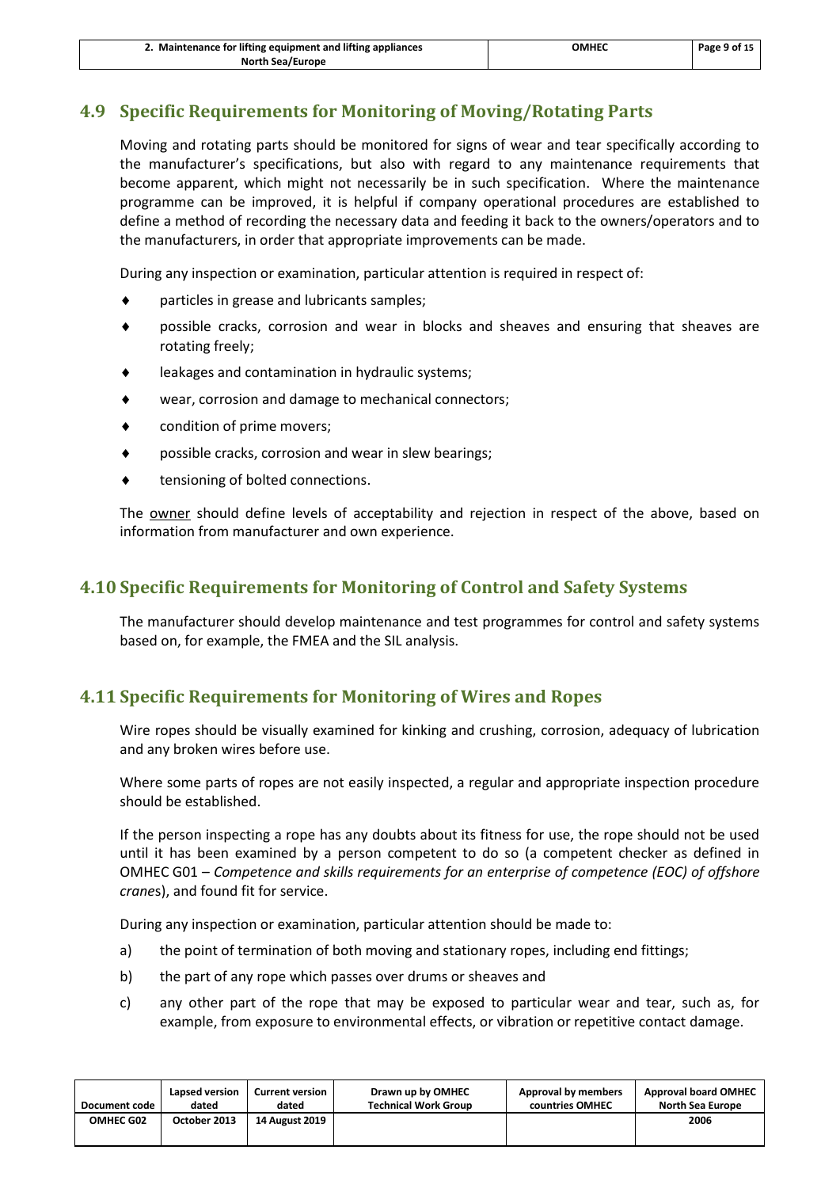## 4.9 Specific Requirements for Monitoring of Moving/Rotating Parts

Moving and rotating parts should be monitored for signs of wear and tear specifically according to the manufacturer's specifications, but also with regard to any maintenance requirements that become apparent, which might not necessarily be in such specification. Where the maintenance programme can be improved, it is helpful if company operational procedures are established to define a method of recording the necessary data and feeding it back to the owners/operators and to the manufacturers, in order that appropriate improvements can be made.

During any inspection or examination, particular attention is required in respect of:

- particles in grease and lubricants samples;
- possible cracks, corrosion and wear in blocks and sheaves and ensuring that sheaves are rotating freely;
- leakages and contamination in hydraulic systems;
- wear, corrosion and damage to mechanical connectors;
- condition of prime movers;
- possible cracks, corrosion and wear in slew bearings;
- tensioning of bolted connections.

The owner should define levels of acceptability and rejection in respect of the above, based on information from manufacturer and own experience.

## 4.10 Specific Requirements for Monitoring of Control and Safety Systems

The manufacturer should develop maintenance and test programmes for control and safety systems based on, for example, the FMEA and the SIL analysis.

## 4.11 Specific Requirements for Monitoring of Wires and Ropes

Wire ropes should be visually examined for kinking and crushing, corrosion, adequacy of lubrication and any broken wires before use.

Where some parts of ropes are not easily inspected, a regular and appropriate inspection procedure should be established.

If the person inspecting a rope has any doubts about its fitness for use, the rope should not be used until it has been examined by a person competent to do so (a competent checker as defined in OMHEC G01 – *Competence and skills requirements for an enterprise of competence (EOC) of offshore cranes*), and found fit for service.

During any inspection or examination, particular attention should be made to:

a) the point of termination of both moving and stationary ropes, including end fittings;

b) the part of any rope which passes over drums or sheaves and

c) any other part of the rope that may be exposed to particular wear and tear, such as, for example, from exposure to environmental effects, or vibration or repetitive contact damage.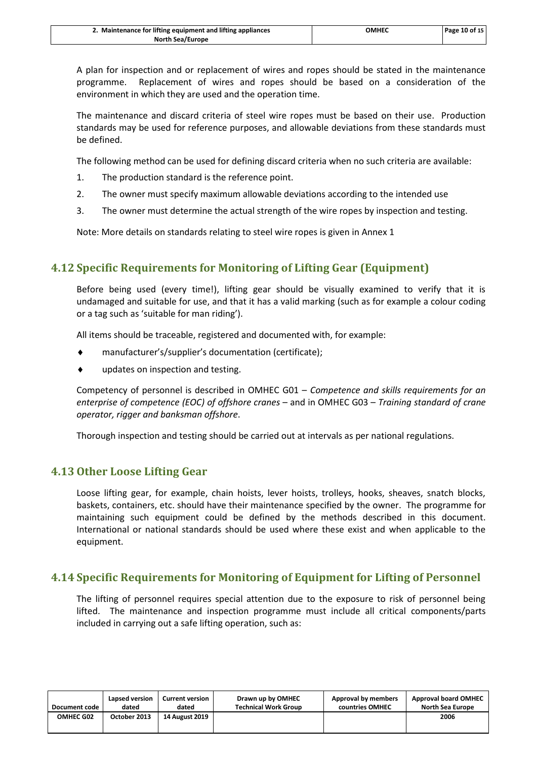A plan for inspection and or replacement of wires and ropes should be stated in the maintenance programme. Replacement of wires and ropes should be based on a consideration of the environment in which they are used and the operation time.

The maintenance and discard criteria of steel wire ropes must be based on their use. Production standards may be used for reference purposes, and allowable deviations from these standards must be defined.

The following method can be used for defining discard criteria when no such criteria are available:

1. The production standard is the reference point.
2. The owner must specify maximum allowable deviations according to the intended use
3. The owner must determine the actual strength of the wire ropes by inspection and testing.

Note: More details on standards relating to steel wire ropes is given in Annex 1

## 4.12 Specific Requirements for Monitoring of Lifting Gear (Equipment)

Before being used (every time!), lifting gear should be visually examined to verify that it is undamaged and suitable for use, and that it has a valid marking (such as for example a colour coding or a tag such as 'suitable for man riding').

All items should be traceable, registered and documented with, for example:

- manufacturer's/supplier's documentation (certificate);
- updates on inspection and testing.

Competency of personnel is described in OMHEC G01 – *Competence and skills requirements for an enterprise of competence (EOC) of offshore cranes* – and in OMHEC G03 – *Training standard of crane operator, rigger and banksman offshore*.

Thorough inspection and testing should be carried out at intervals as per national regulations.

## 4.13 Other Loose Lifting Gear

Loose lifting gear, for example, chain hoists, lever hoists, trolleys, hooks, sheaves, snatch blocks, baskets, containers, etc. should have their maintenance specified by the owner. The programme for maintaining such equipment could be defined by the methods described in this document. International or national standards should be used where these exist and when applicable to the equipment.

## 4.14 Specific Requirements for Monitoring of Equipment for Lifting of Personnel

The lifting of personnel requires special attention due to the exposure to risk of personnel being lifted. The maintenance and inspection programme must include all critical components/parts included in carrying out a safe lifting operation, such as: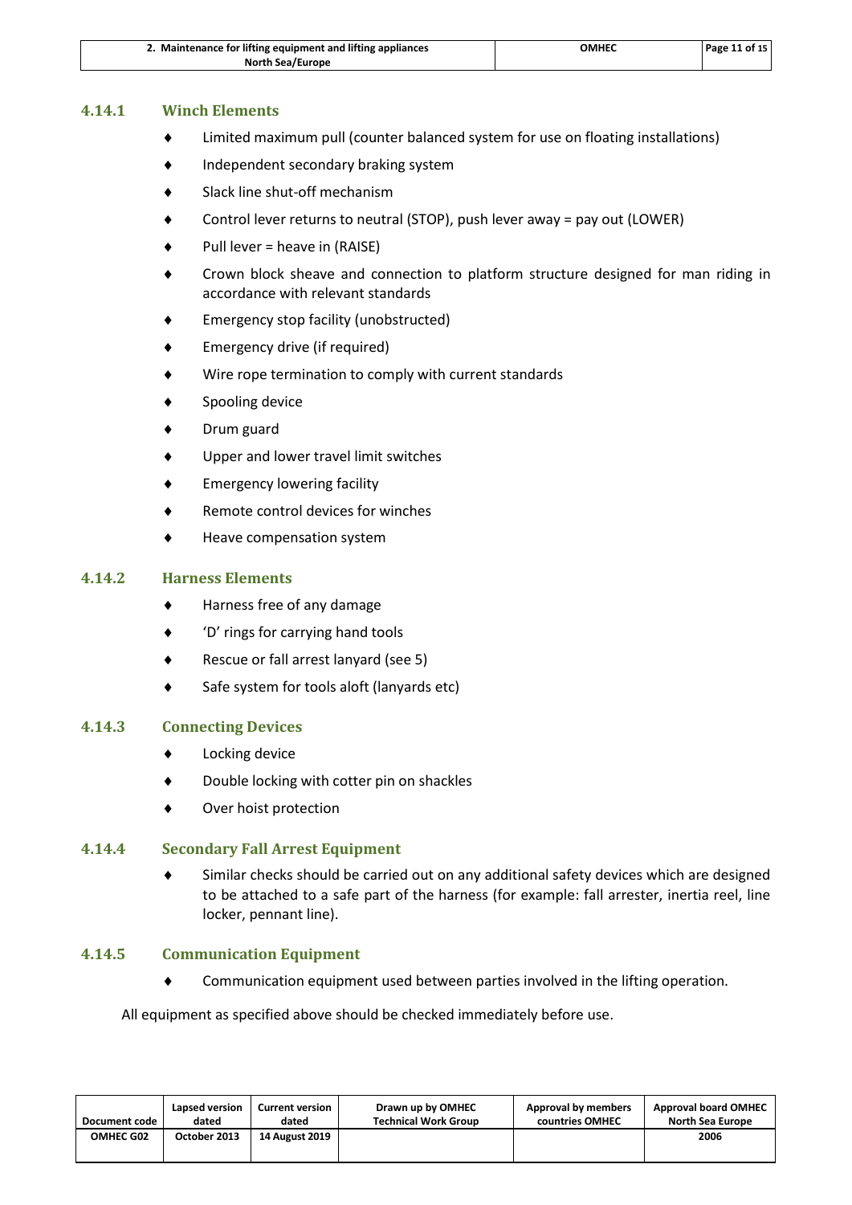#### 4.14.1 Winch Elements

- Limited maximum pull (counter balanced system for use on floating installations)
- Independent secondary braking system
- Slack line shut-off mechanism
- Control lever returns to neutral (STOP), push lever away = pay out (LOWER)
- Pull lever = heave in (RAISE)
- Crown block sheave and connection to platform structure designed for man riding in accordance with relevant standards
- Emergency stop facility (unobstructed)
- Emergency drive (if required)
- Wire rope termination to comply with current standards
- Spooling device
- Drum guard
- Upper and lower travel limit switches
- Emergency lowering facility
- Remote control devices for winches
- Heave compensation system

#### 4.14.2 Harness Elements

- Harness free of any damage
- 'D' rings for carrying hand tools
- Rescue or fall arrest lanyard (see 5)
- Safe system for tools aloft (lanyards etc)

#### 4.14.3 Connecting Devices

- Locking device
- Double locking with cotter pin on shackles
- Over hoist protection

#### 4.14.4 Secondary Fall Arrest Equipment

- Similar checks should be carried out on any additional safety devices which are designed to be attached to a safe part of the harness (for example: fall arrester, inertia reel, line locker, pennant line).

#### 4.14.5 Communication Equipment

- Communication equipment used between parties involved in the lifting operation.

All equipment as specified above should be checked immediately before use.

| Document code | Lapsed version dated | Current version dated | Drawn up by OMHEC Technical Work Group | Approval by members countries OMHEC | Approval board OMHEC North Sea Europe |
|---|---|---|---|---|---|
| OMHEC G02 | October 2013 | 14 August 2019 | | | 2006 |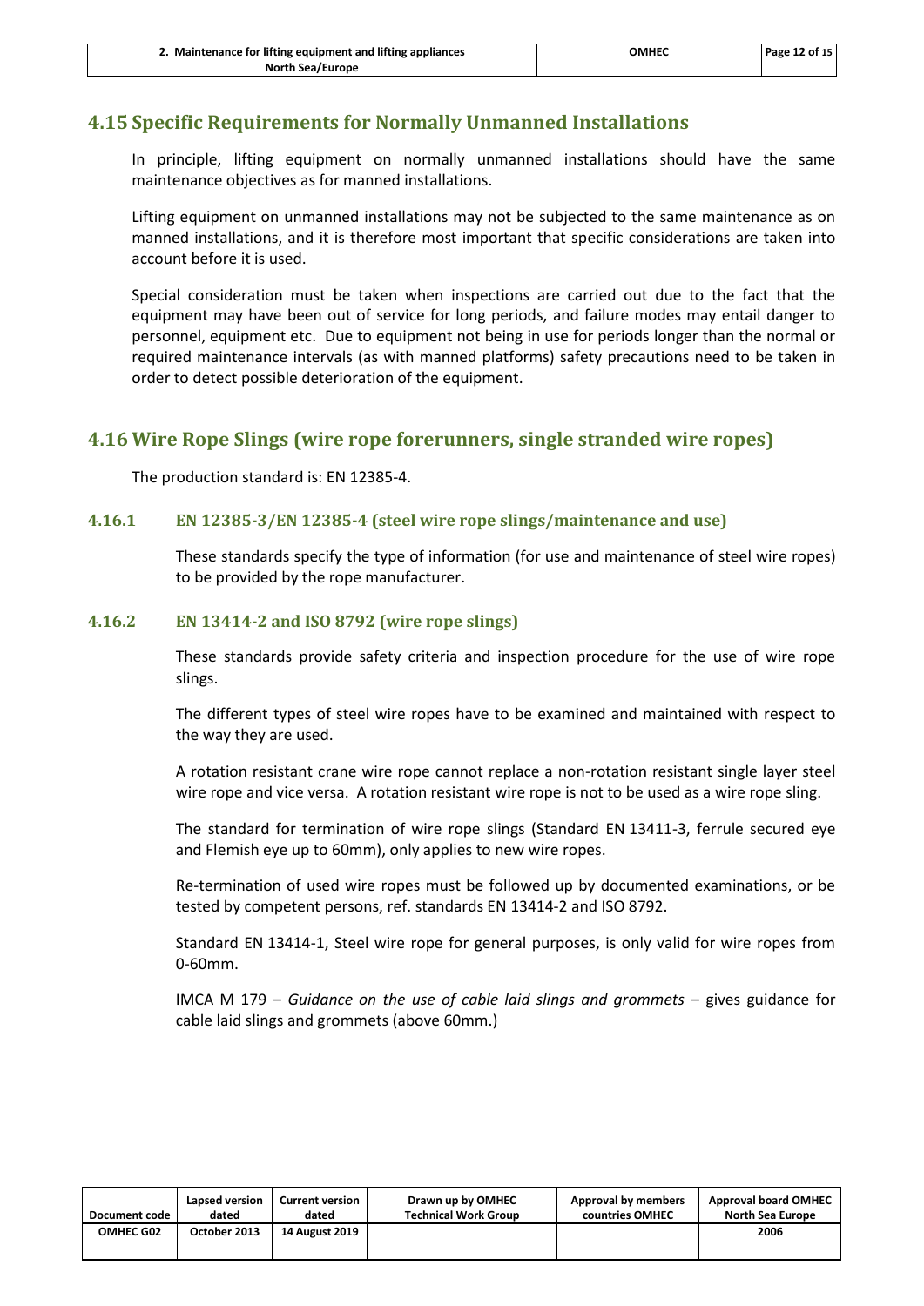## 4.15 Specific Requirements for Normally Unmanned Installations

In principle, lifting equipment on normally unmanned installations should have the same maintenance objectives as for manned installations.

Lifting equipment on unmanned installations may not be subjected to the same maintenance as on manned installations, and it is therefore most important that specific considerations are taken into account before it is used.

Special consideration must be taken when inspections are carried out due to the fact that the equipment may have been out of service for long periods, and failure modes may entail danger to personnel, equipment etc. Due to equipment not being in use for periods longer than the normal or required maintenance intervals (as with manned platforms) safety precautions need to be taken in order to detect possible deterioration of the equipment.

## 4.16 Wire Rope Slings (wire rope forerunners, single stranded wire ropes)

The production standard is: EN 12385-4.

### 4.16.1 EN 12385-3/EN 12385-4 (steel wire rope slings/maintenance and use)

These standards specify the type of information (for use and maintenance of steel wire ropes) to be provided by the rope manufacturer.

### 4.16.2 EN 13414-2 and ISO 8792 (wire rope slings)

These standards provide safety criteria and inspection procedure for the use of wire rope slings.

The different types of steel wire ropes have to be examined and maintained with respect to the way they are used.

A rotation resistant crane wire rope cannot replace a non-rotation resistant single layer steel wire rope and vice versa. A rotation resistant wire rope is not to be used as a wire rope sling.

The standard for termination of wire rope slings (Standard EN 13411-3, ferrule secured eye and Flemish eye up to 60mm), only applies to new wire ropes.

Re-termination of used wire ropes must be followed up by documented examinations, or be tested by competent persons, ref. standards EN 13414-2 and ISO 8792.

Standard EN 13414-1, Steel wire rope for general purposes, is only valid for wire ropes from 0-60mm.

IMCA M 179 – *Guidance on the use of cable laid slings and grommets* – gives guidance for cable laid slings and grommets (above 60mm.)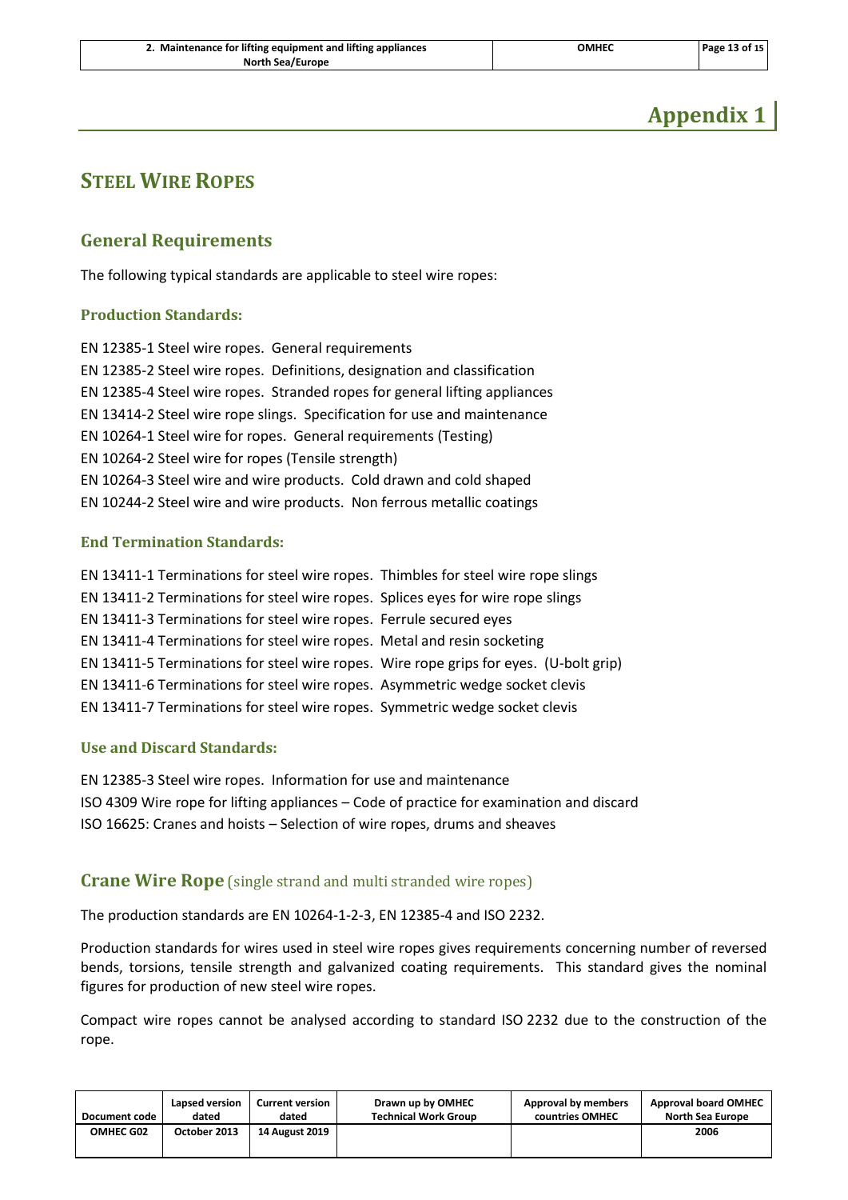# Appendix 1

## STEEL WIRE ROPES

### General Requirements

The following typical standards are applicable to steel wire ropes:

#### Production Standards:

EN 12385-1 Steel wire ropes. General requirements
EN 12385-2 Steel wire ropes. Definitions, designation and classification
EN 12385-4 Steel wire ropes. Stranded ropes for general lifting appliances
EN 13414-2 Steel wire rope slings. Specification for use and maintenance
EN 10264-1 Steel wire for ropes. General requirements (Testing)
EN 10264-2 Steel wire for ropes (Tensile strength)
EN 10264-3 Steel wire and wire products. Cold drawn and cold shaped
EN 10244-2 Steel wire and wire products. Non ferrous metallic coatings

#### End Termination Standards:

EN 13411-1 Terminations for steel wire ropes. Thimbles for steel wire rope slings
EN 13411-2 Terminations for steel wire ropes. Splices eyes for wire rope slings
EN 13411-3 Terminations for steel wire ropes. Ferrule secured eyes
EN 13411-4 Terminations for steel wire ropes. Metal and resin socketing
EN 13411-5 Terminations for steel wire ropes. Wire rope grips for eyes. (U-bolt grip)
EN 13411-6 Terminations for steel wire ropes. Asymmetric wedge socket clevis
EN 13411-7 Terminations for steel wire ropes. Symmetric wedge socket clevis

#### Use and Discard Standards:

EN 12385-3 Steel wire ropes. Information for use and maintenance
ISO 4309 Wire rope for lifting appliances – Code of practice for examination and discard
ISO 16625: Cranes and hoists – Selection of wire ropes, drums and sheaves

### Crane Wire Rope (single strand and multi stranded wire ropes)

The production standards are EN 10264-1-2-3, EN 12385-4 and ISO 2232.

Production standards for wires used in steel wire ropes gives requirements concerning number of reversed bends, torsions, tensile strength and galvanized coating requirements. This standard gives the nominal figures for production of new steel wire ropes.

Compact wire ropes cannot be analysed according to standard ISO 2232 due to the construction of the rope.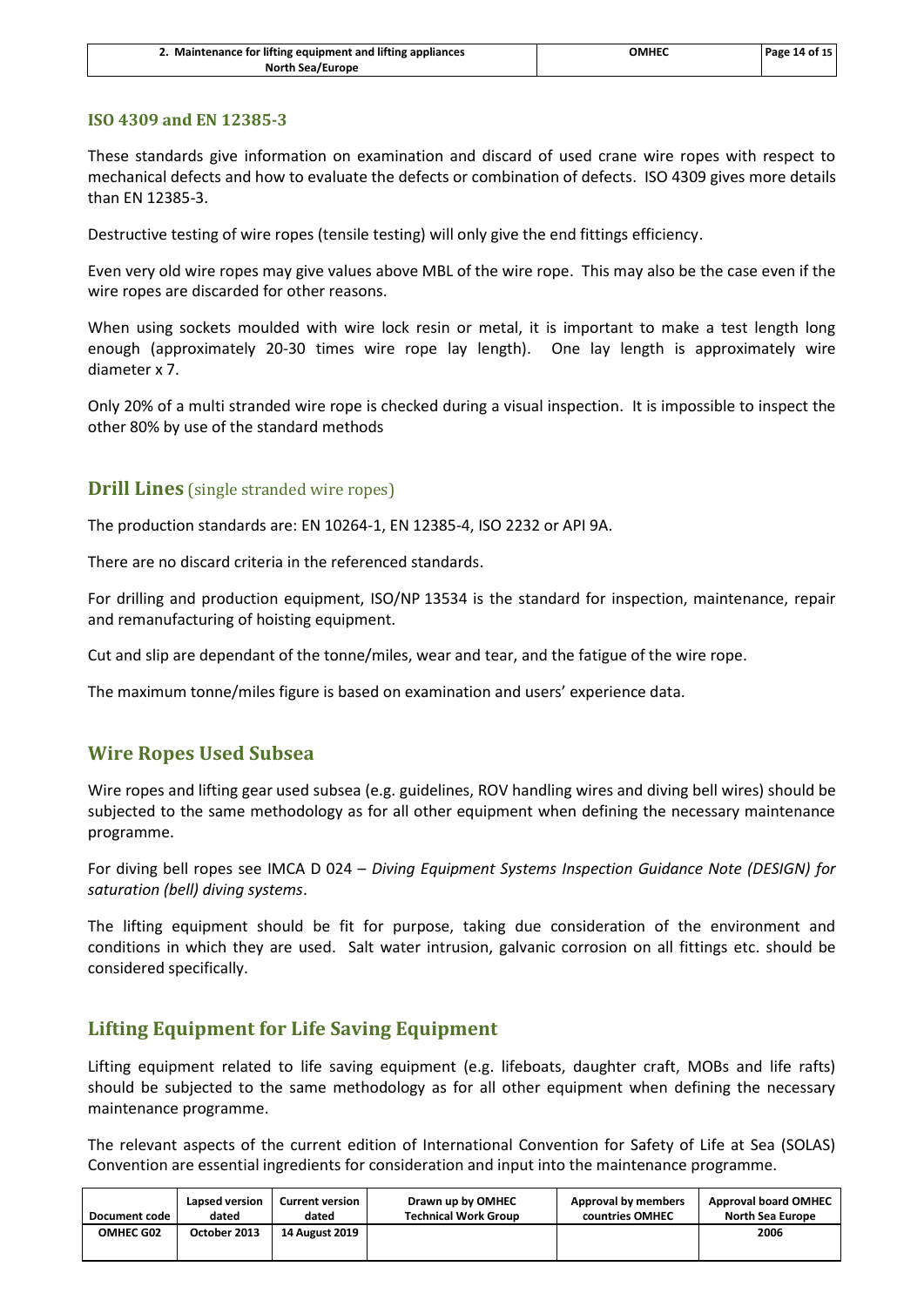### ISO 4309 and EN 12385-3

These standards give information on examination and discard of used crane wire ropes with respect to mechanical defects and how to evaluate the defects or combination of defects. ISO 4309 gives more details than EN 12385-3.

Destructive testing of wire ropes (tensile testing) will only give the end fittings efficiency.

Even very old wire ropes may give values above MBL of the wire rope. This may also be the case even if the wire ropes are discarded for other reasons.

When using sockets moulded with wire lock resin or metal, it is important to make a test length long enough (approximately 20-30 times wire rope lay length). One lay length is approximately wire diameter x 7.

Only 20% of a multi stranded wire rope is checked during a visual inspection. It is impossible to inspect the other 80% by use of the standard methods

## Drill Lines (single stranded wire ropes)

The production standards are: EN 10264-1, EN 12385-4, ISO 2232 or API 9A.

There are no discard criteria in the referenced standards.

For drilling and production equipment, ISO/NP 13534 is the standard for inspection, maintenance, repair and remanufacturing of hoisting equipment.

Cut and slip are dependant of the tonne/miles, wear and tear, and the fatigue of the wire rope.

The maximum tonne/miles figure is based on examination and users' experience data.

## Wire Ropes Used Subsea

Wire ropes and lifting gear used subsea (e.g. guidelines, ROV handling wires and diving bell wires) should be subjected to the same methodology as for all other equipment when defining the necessary maintenance programme.

For diving bell ropes see IMCA D 024 – *Diving Equipment Systems Inspection Guidance Note (DESIGN) for saturation (bell) diving systems*.

The lifting equipment should be fit for purpose, taking due consideration of the environment and conditions in which they are used. Salt water intrusion, galvanic corrosion on all fittings etc. should be considered specifically.

## Lifting Equipment for Life Saving Equipment

Lifting equipment related to life saving equipment (e.g. lifeboats, daughter craft, MOBs and life rafts) should be subjected to the same methodology as for all other equipment when defining the necessary maintenance programme.

The relevant aspects of the current edition of International Convention for Safety of Life at Sea (SOLAS) Convention are essential ingredients for consideration and input into the maintenance programme.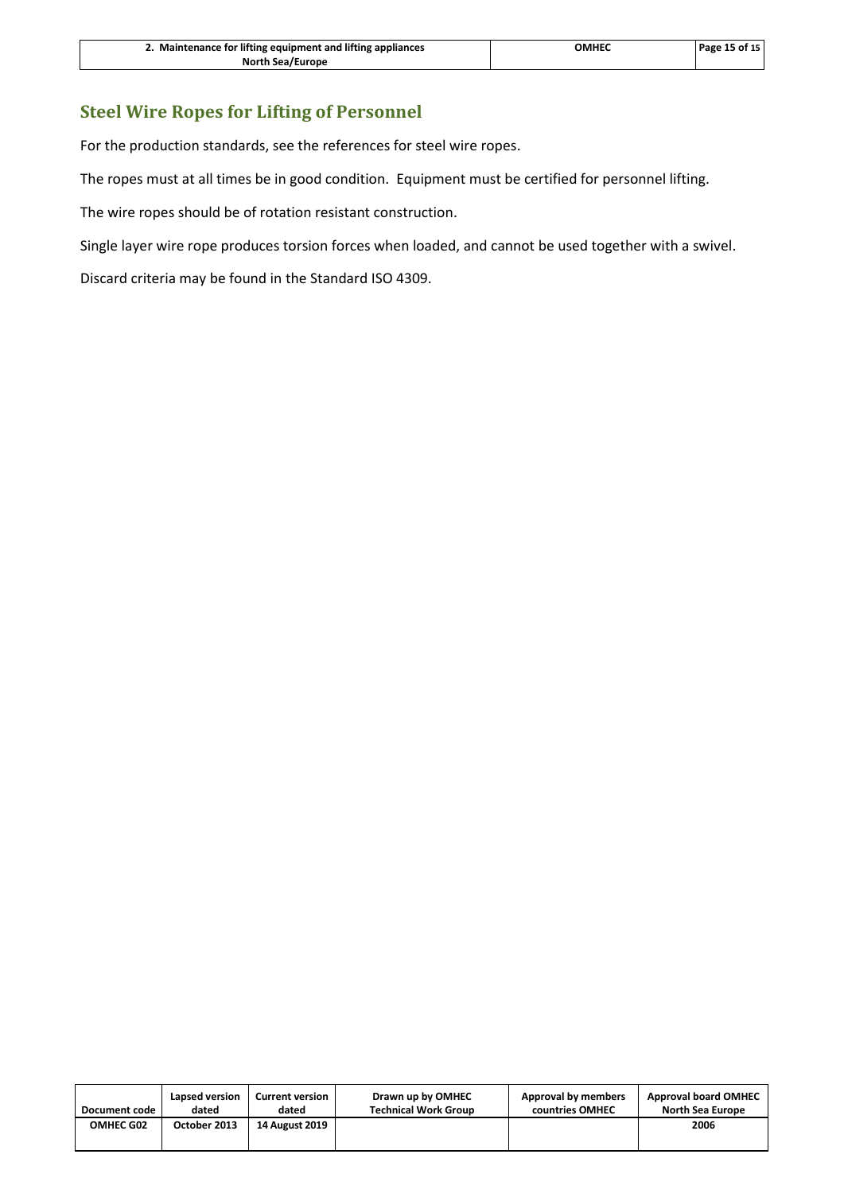## Steel Wire Ropes for Lifting of Personnel

For the production standards, see the references for steel wire ropes.

The ropes must at all times be in good condition. Equipment must be certified for personnel lifting.

The wire ropes should be of rotation resistant construction.

Single layer wire rope produces torsion forces when loaded, and cannot be used together with a swivel.

Discard criteria may be found in the Standard ISO 4309.

| Document code | Lapsed version dated | Current version dated | Drawn up by OMHEC Technical Work Group | Approval by members countries OMHEC | Approval board OMHEC North Sea Europe |
|---|---|---|---|---|---|
| OMHEC G02 | October 2013 | 14 August 2019 | | | 2006 |